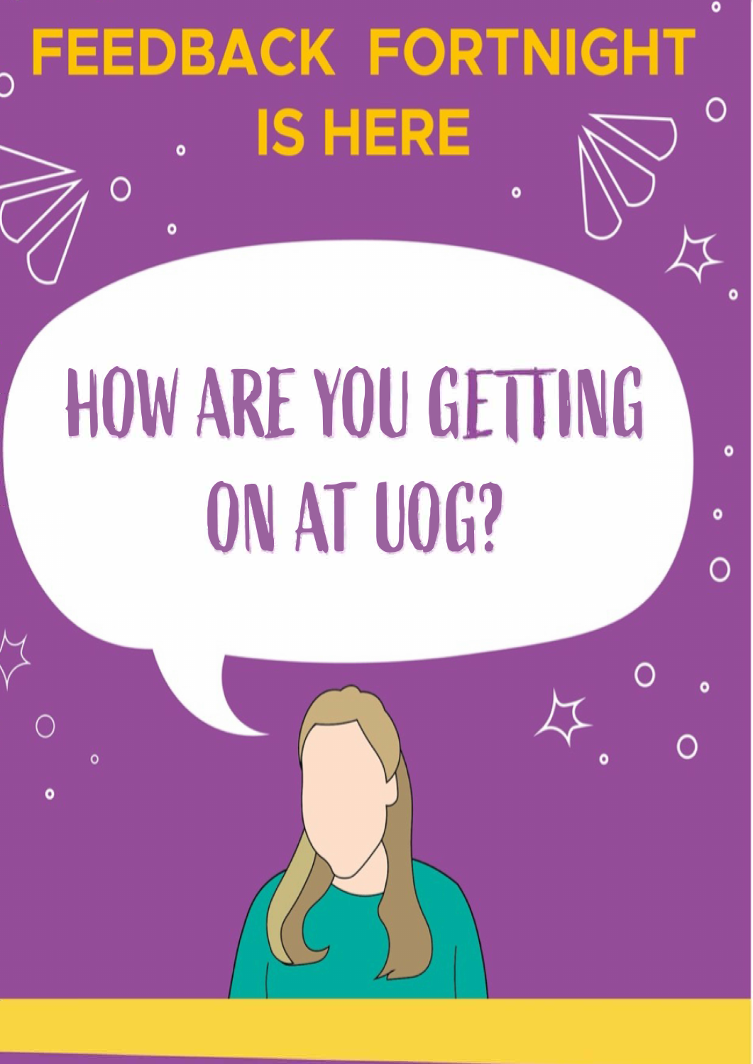# FEEDBACK FORTNIGHT IS HERE

## HOW ARE YOU GETTING ON AT UOG?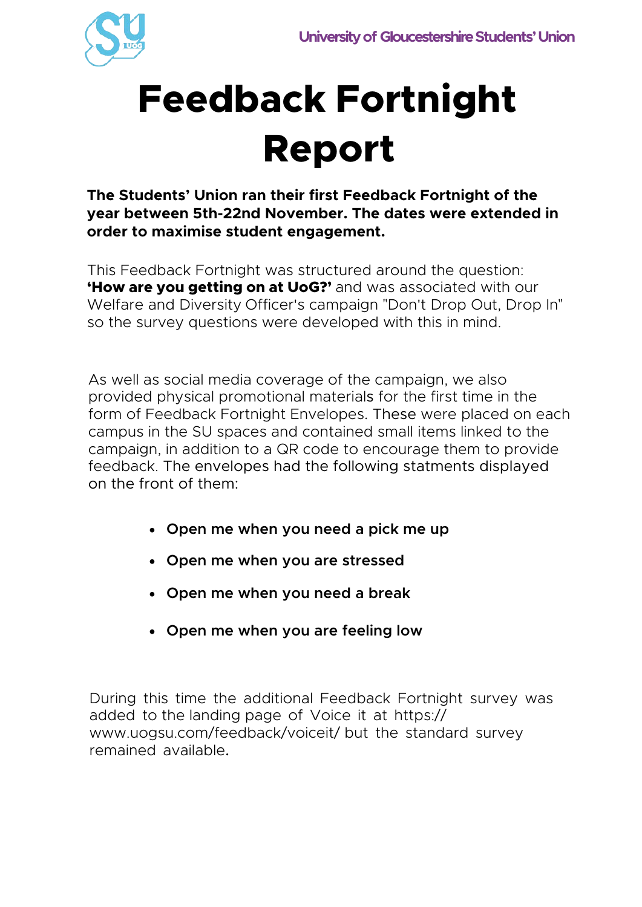# Feedback Fortnight Report

**The Students' Union ran their first Feedback Fortnight of the year between 5th-22nd November. The dates were extended in order to maximise student engagement.**

This Feedback Fortnight was structured around the question: **'How are you getting on at UoG?'** and was associated with our Welfare and Diversity Officer's campaign "Don't Drop Out, Drop In" so the survey questions were developed with this in mind.

As well as social media coverage of the campaign, we also provided physical promotional materials for the first time in the form of Feedback Fortnight Envelopes. These were placed on each campus in the SU spaces and contained small items linked to the campaign, in addition to a QR code to encourage them to provide feedback. The envelopes had the following statments displayed on the front of them:

- **Open me when you need a pick me up**
- **Open me when you are stressed**
- **Open me when you need a break**
- **Open me when you are feeling low**

During this time the additional Feedback Fortnight survey was added to the landing page of Voice it at https://www.uogsu.com/feedback/voiceit/ but the standard survey remained available.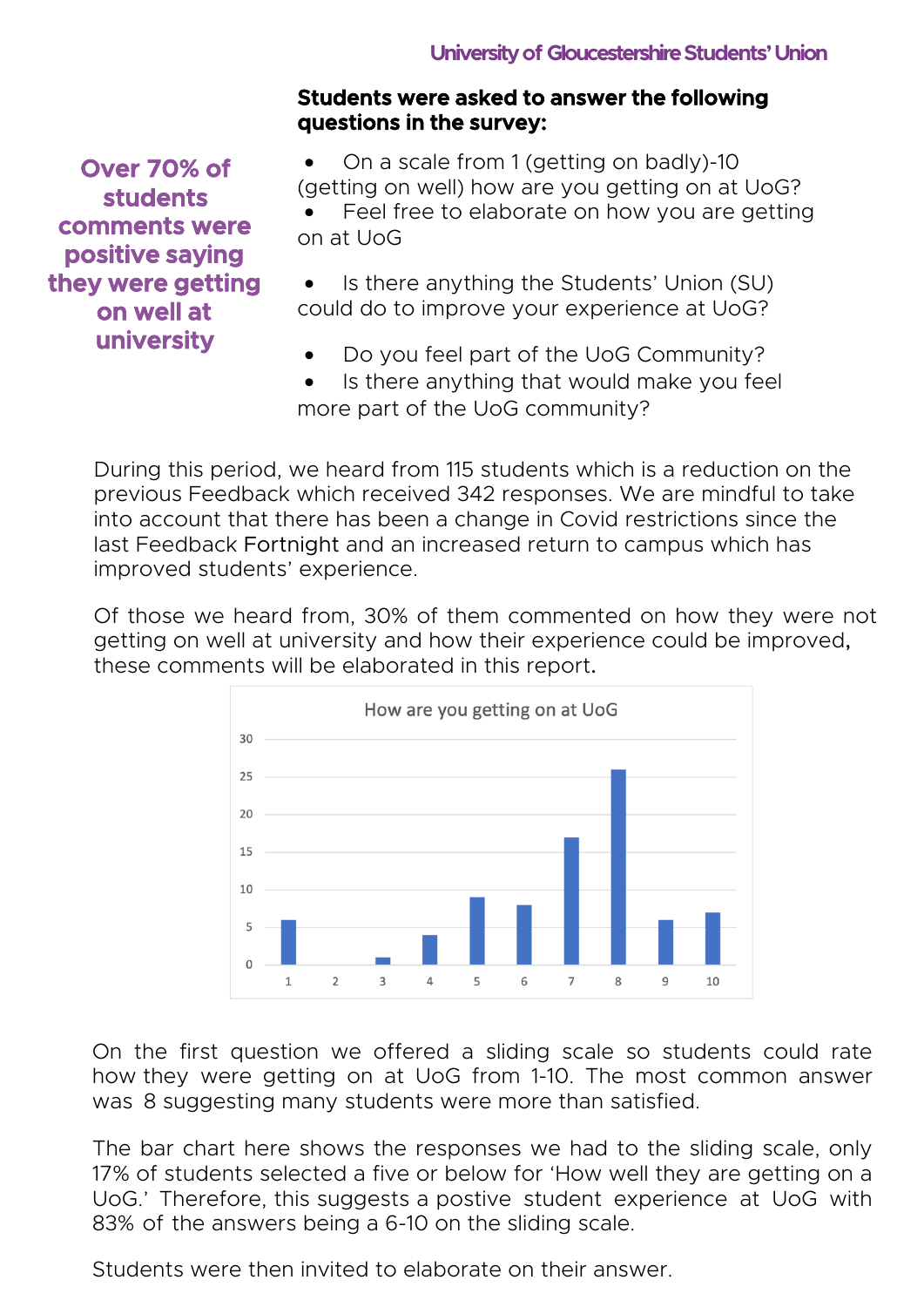**Over 70% of students comments were positive saying they were getting on well at university**

**Students were asked to answer the following questions in the survey:**

- On a scale from 1 (getting on badly)-10 (getting on well) how are you getting on at UoG?
- Feel free to elaborate on how you are getting on at UoG
- Is there anything the Students' Union (SU) could do to improve your experience at UoG?
- Do you feel part of the UoG Community?
- Is there anything that would make you feel more part of the UoG community?

During this period, we heard from 115 students which is a reduction on the previous Feedback which received 342 responses. We are mindful to take into account that there has been a change in Covid restrictions since the last Feedback Fortnight and an increased return to campus which has improved students' experience.

Of those we heard from, 30% of them commented on how they were not getting on well at university and how their experience could be improved, these comments will be elaborated in this report.

How are you getting on at UoG

On the first question we offered a sliding scale so students could rate how they were getting on at UoG from 1-10. The most common answer was 8 suggesting many students were more than satisfied.

The bar chart here shows the responses we had to the sliding scale, only 17% of students selected a five or below for 'How well they are getting on a UoG.' Therefore, this suggests a postive student experience at UoG with 83% of the answers being a 6-10 on the sliding scale.

Students were then invited to elaborate on their answer.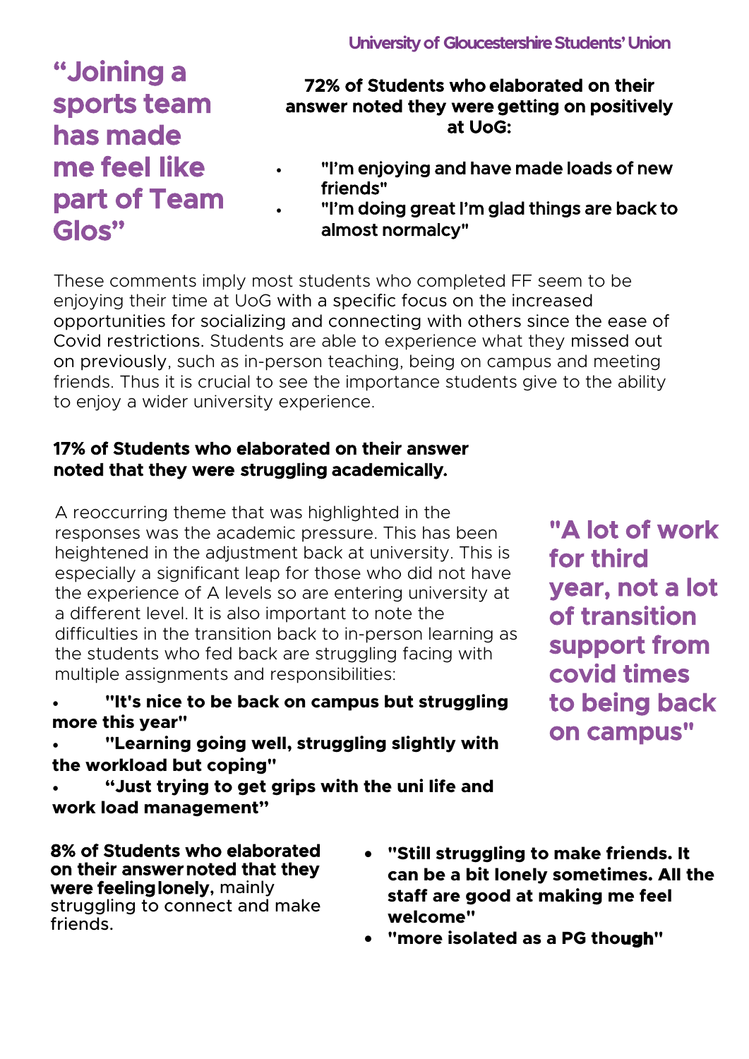**“Joining a sports team has made me feel like part of Team Glos”**

**72% of Students who elaborated on their answer noted they were getting on positively at UoG:**

- **"I’m enjoying and have made loads of new friends"**
- **"I’m doing great I’m glad things are back to almost normalcy"**

These comments imply most students who completed FF seem to be enjoying their time at UoG with a specific focus on the increased opportunities for socializing and connecting with others since the ease of Covid restrictions. Students are able to experience what they missed out on previously, such as in-person teaching, being on campus and meeting friends. Thus it is crucial to see the importance students give to the ability to enjoy a wider university experience.

**17% of Students who elaborated on their answer noted that they were struggling academically.**

A reoccurring theme that was highlighted in the responses was the academic pressure. This has been heightened in the adjustment back at university. This is especially a significant leap for those who did not have the experience of A levels so are entering university at a different level. It is also important to note the difficulties in the transition back to in-person learning as the students who fed back are struggling facing with multiple assignments and responsibilities:

- **"It's nice to be back on campus but struggling more this year"**
- **"Learning going well, struggling slightly with the workload but coping"**
- **“Just trying to get grips with the uni life and work load management”**

**"A lot of work for third year, not a lot of transition support from covid times to being back on campus"**

**8% of Students who elaborated on their answer noted that they were feeling lonely,** mainly struggling to connect and make friends.

- **"Still struggling to make friends. It can be a bit lonely sometimes. All the staff are good at making me feel welcome"**
- **"more isolated as a PG though"**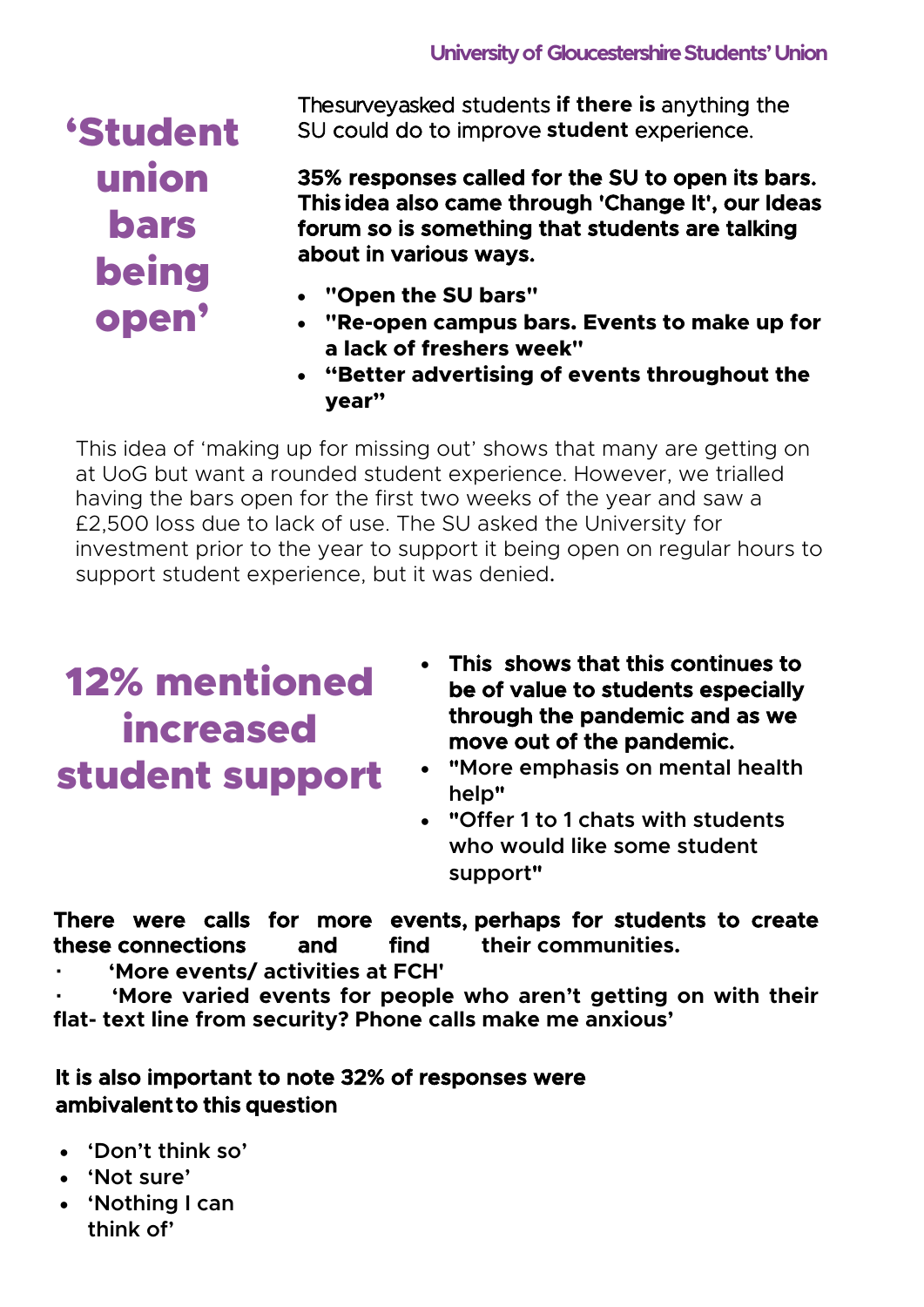## 'Student union bars being open'

Thesurveyasked students **if there is** anything the SU could do to improve **student** experience.

**35% responses called for the SU to open its bars. This idea also came through 'Change It', our Ideas forum so is something that students are talking about in various ways.**

- **"Open the SU bars"**
- **"Re-open campus bars. Events to make up for a lack of freshers week"**
- **"Better advertising of events throughout the year"**

This idea of 'making up for missing out' shows that many are getting on at UoG but want a rounded student experience. However, we trialled having the bars open for the first two weeks of the year and saw a £2,500 loss due to lack of use. The SU asked the University for investment prior to the year to support it being open on regular hours to support student experience, but it was denied.

## 12% mentioned increased student support

- **This shows that this continues to be of value to students especially through the pandemic and as we move out of the pandemic.**
- **"More emphasis on mental health help"**
- **"Offer 1 to 1 chats with students who would like some student support"**

**There were calls for more events, perhaps for students to create these connections and find their communities.**

- **'More events/ activities at FCH'**
- **'More varied events for people who aren't getting on with their flat- text line from security? Phone calls make me anxious'**

**It is also important to note 32% of responses were ambivalent to this question**

- 'Don't think so'
- 'Not sure'
- 'Nothing I can think of'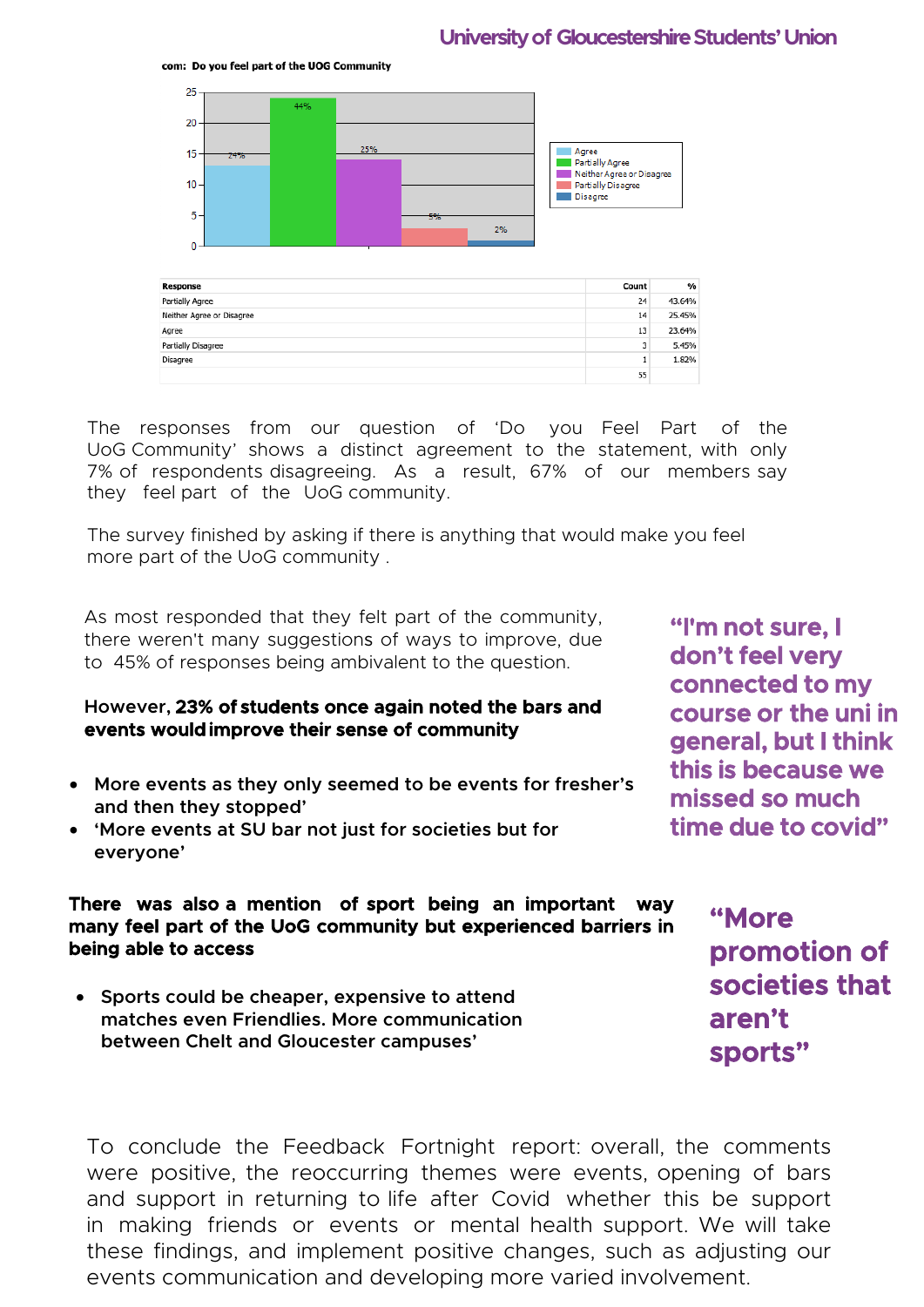com: Do you feel part of the UOG Community

25
20
15
10
5
0

24%
44%
25%
5%
2%

Agree
Partially Agree
Neither Agree or Disagree
Partially Disagree
Disagree

| Response | Count | % |
|---|---|---|
| Partially Agree | 24 | 43.64% |
| Neither Agree or Disagree | 14 | 25.45% |
| Agree | 13 | 23.64% |
| Partially Disagree | 3 | 5.45% |
| Disagree | 1 | 1.82% |
| | 55 | |

The responses from our question of 'Do you Feel Part of the UoG Community' shows a distinct agreement to the statement, with only 7% of respondents disagreeing. As a result, 67% of our members say they feel part of the UoG community.

The survey finished by asking if there is anything that would make you feel more part of the UoG community .

As most responded that they felt part of the community, there weren't many suggestions of ways to improve, due to 45% of responses being ambivalent to the question.

**However, 23% of students once again noted the bars and events would improve their sense of community**

- **More events as they only seemed to be events for fresher's and then they stopped'**
- **'More events at SU bar not just for societies but for everyone'**

**"I'm not sure, I don't feel very connected to my course or the uni in general, but I think this is because we missed so much time due to covid"**

**There was also a mention of sport being an important way many feel part of the UoG community but experienced barriers in being able to access**

- **Sports could be cheaper, expensive to attend matches even Friendlies. More communication between Chelt and Gloucester campuses'**

**"More promotion of societies that aren't sports"**

To conclude the Feedback Fortnight report: overall, the comments were positive, the reoccurring themes were events, opening of bars and support in returning to life after Covid whether this be support in making friends or events or mental health support. We will take these findings, and implement positive changes, such as adjusting our events communication and developing more varied involvement.